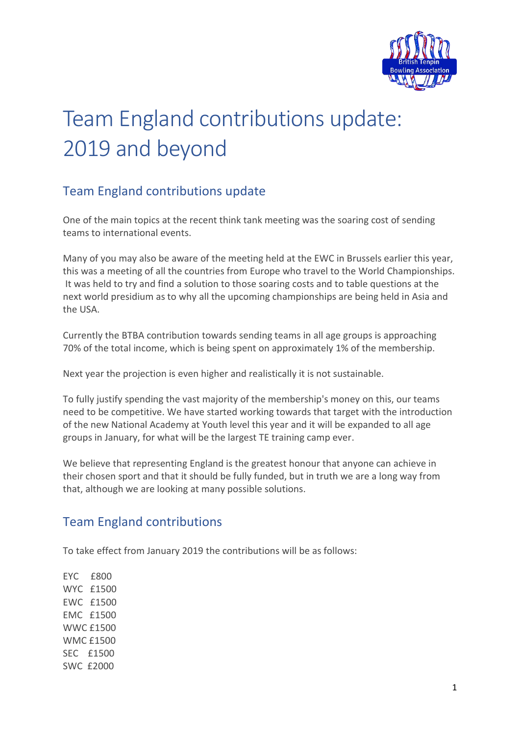# Team England contributions update: 2019 and beyond

## Team England contributions update

One of the main topics at the recent think tank meeting was the soaring cost of sending teams to international events.

Many of you may also be aware of the meeting held at the EWC in Brussels earlier this year, this was a meeting of all the countries from Europe who travel to the World Championships. It was held to try and find a solution to those soaring costs and to table questions at the next world presidium as to why all the upcoming championships are being held in Asia and the USA.

Currently the BTBA contribution towards sending teams in all age groups is approaching 70% of the total income, which is being spent on approximately 1% of the membership.

Next year the projection is even higher and realistically it is not sustainable.

To fully justify spending the vast majority of the membership's money on this, our teams need to be competitive. We have started working towards that target with the introduction of the new National Academy at Youth level this year and it will be expanded to all age groups in January, for what will be the largest TE training camp ever.

We believe that representing England is the greatest honour that anyone can achieve in their chosen sport and that it should be fully funded, but in truth we are a long way from that, although we are looking at many possible solutions.

## Team England contributions

To take effect from January 2019 the contributions will be as follows:

EYC £800  
WYC £1500  
EWC £1500  
EMC £1500  
WWC £1500  
WMC £1500  
SEC £1500  
SWC £2000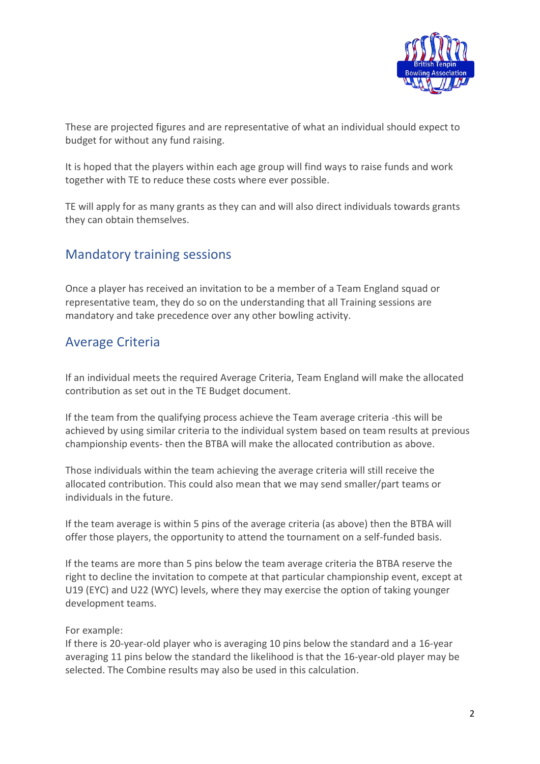These are projected figures and are representative of what an individual should expect to budget for without any fund raising.

It is hoped that the players within each age group will find ways to raise funds and work together with TE to reduce these costs where ever possible.

TE will apply for as many grants as they can and will also direct individuals towards grants they can obtain themselves.

## Mandatory training sessions

Once a player has received an invitation to be a member of a Team England squad or representative team, they do so on the understanding that all Training sessions are mandatory and take precedence over any other bowling activity.

## Average Criteria

If an individual meets the required Average Criteria, Team England will make the allocated contribution as set out in the TE Budget document.

If the team from the qualifying process achieve the Team average criteria -this will be achieved by using similar criteria to the individual system based on team results at previous championship events- then the BTBA will make the allocated contribution as above.

Those individuals within the team achieving the average criteria will still receive the allocated contribution. This could also mean that we may send smaller/part teams or individuals in the future.

If the team average is within 5 pins of the average criteria (as above) then the BTBA will offer those players, the opportunity to attend the tournament on a self-funded basis.

If the teams are more than 5 pins below the team average criteria the BTBA reserve the right to decline the invitation to compete at that particular championship event, except at U19 (EYC) and U22 (WYC) levels, where they may exercise the option of taking younger development teams.

For example:
If there is 20-year-old player who is averaging 10 pins below the standard and a 16-year averaging 11 pins below the standard the likelihood is that the 16-year-old player may be selected. The Combine results may also be used in this calculation.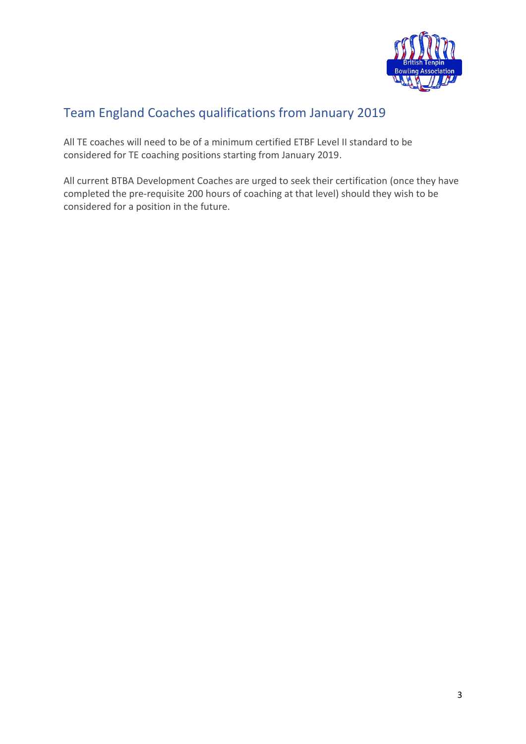## Team England Coaches qualifications from January 2019

All TE coaches will need to be of a minimum certified ETBF Level II standard to be considered for TE coaching positions starting from January 2019.

All current BTBA Development Coaches are urged to seek their certification (once they have completed the pre-requisite 200 hours of coaching at that level) should they wish to be considered for a position in the future.